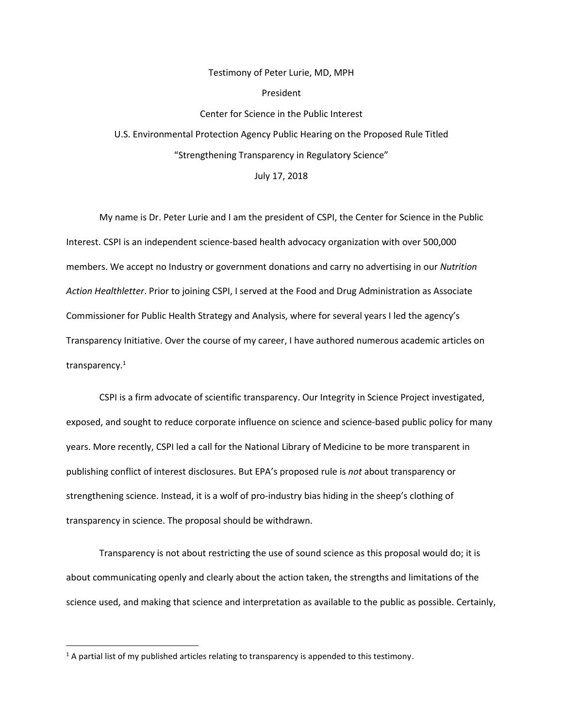Testimony of Peter Lurie, MD, MPH

President

Center for Science in the Public Interest

U.S. Environmental Protection Agency Public Hearing on the Proposed Rule Titled "Strengthening Transparency in Regulatory Science"

July 17, 2018

My name is Dr. Peter Lurie and I am the president of CSPI, the Center for Science in the Public Interest. CSPI is an independent science-based health advocacy organization with over 500,000 members. We accept no Industry or government donations and carry no advertising in our *Nutrition Action Healthletter*. Prior to joining CSPI, I served at the Food and Drug Administration as Associate Commissioner for Public Health Strategy and Analysis, where for several years I led the agency's Transparency Initiative. Over the course of my career, I have authored numerous academic articles on transparency.[1]

CSPI is a firm advocate of scientific transparency. Our Integrity in Science Project investigated, exposed, and sought to reduce corporate influence on science and science-based public policy for many years. More recently, CSPI led a call for the National Library of Medicine to be more transparent in publishing conflict of interest disclosures. But EPA's proposed rule is *not* about transparency or strengthening science. Instead, it is a wolf of pro-industry bias hiding in the sheep's clothing of transparency in science. The proposal should be withdrawn.

Transparency is not about restricting the use of sound science as this proposal would do; it is about communicating openly and clearly about the action taken, the strengths and limitations of the science used, and making that science and interpretation as available to the public as possible. Certainly,

---

[1] A partial list of my published articles relating to transparency is appended to this testimony.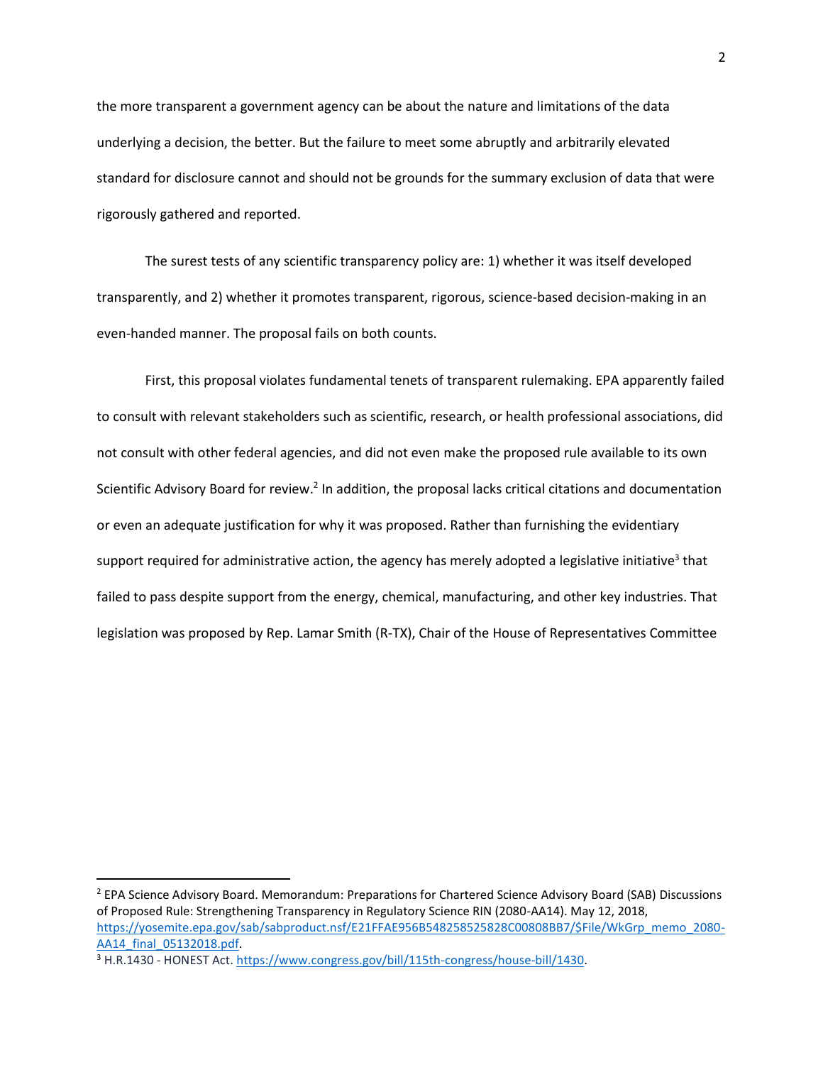the more transparent a government agency can be about the nature and limitations of the data underlying a decision, the better. But the failure to meet some abruptly and arbitrarily elevated standard for disclosure cannot and should not be grounds for the summary exclusion of data that were rigorously gathered and reported.

The surest tests of any scientific transparency policy are: 1) whether it was itself developed transparently, and 2) whether it promotes transparent, rigorous, science-based decision-making in an even-handed manner. The proposal fails on both counts.

First, this proposal violates fundamental tenets of transparent rulemaking. EPA apparently failed to consult with relevant stakeholders such as scientific, research, or health professional associations, did not consult with other federal agencies, and did not even make the proposed rule available to its own Scientific Advisory Board for review.[2] In addition, the proposal lacks critical citations and documentation or even an adequate justification for why it was proposed. Rather than furnishing the evidentiary support required for administrative action, the agency has merely adopted a legislative initiative[3] that failed to pass despite support from the energy, chemical, manufacturing, and other key industries. That legislation was proposed by Rep. Lamar Smith (R-TX), Chair of the House of Representatives Committee

---

[2] EPA Science Advisory Board. Memorandum: Preparations for Chartered Science Advisory Board (SAB) Discussions of Proposed Rule: Strengthening Transparency in Regulatory Science RIN (2080-AA14). May 12, 2018, https://yosemite.epa.gov/sab/sabproduct.nsf/E21FFAE956B548258525828C00808BB7/$File/WkGrp_memo_2080-AA14_final_05132018.pdf.

[3] H.R.1430 - HONEST Act. https://www.congress.gov/bill/115th-congress/house-bill/1430.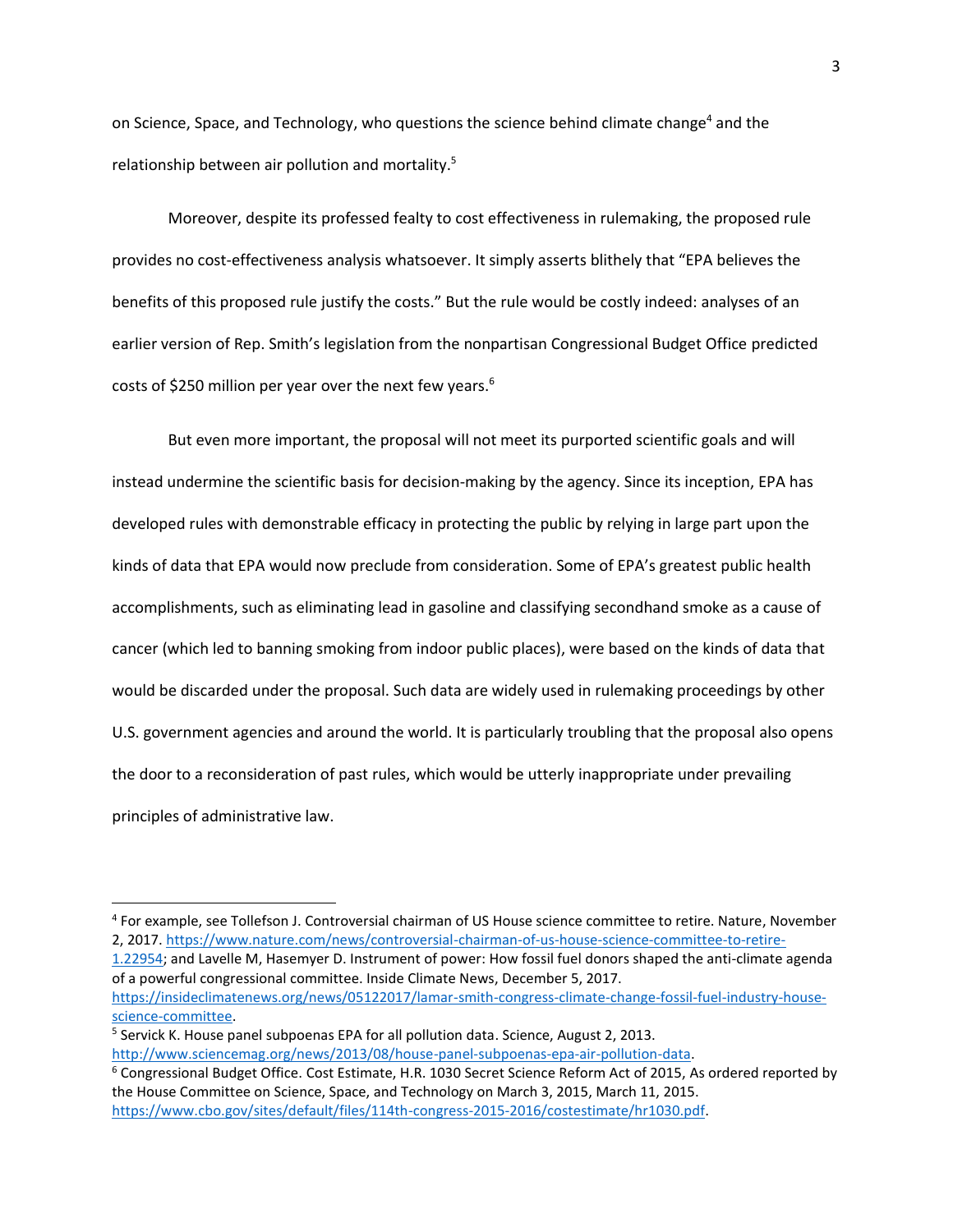on Science, Space, and Technology, who questions the science behind climate change[4] and the relationship between air pollution and mortality.[5]

Moreover, despite its professed fealty to cost effectiveness in rulemaking, the proposed rule provides no cost-effectiveness analysis whatsoever. It simply asserts blithely that "EPA believes the benefits of this proposed rule justify the costs." But the rule would be costly indeed: analyses of an earlier version of Rep. Smith's legislation from the nonpartisan Congressional Budget Office predicted costs of $250 million per year over the next few years.[6]

But even more important, the proposal will not meet its purported scientific goals and will instead undermine the scientific basis for decision-making by the agency. Since its inception, EPA has developed rules with demonstrable efficacy in protecting the public by relying in large part upon the kinds of data that EPA would now preclude from consideration. Some of EPA's greatest public health accomplishments, such as eliminating lead in gasoline and classifying secondhand smoke as a cause of cancer (which led to banning smoking from indoor public places), were based on the kinds of data that would be discarded under the proposal. Such data are widely used in rulemaking proceedings by other U.S. government agencies and around the world. It is particularly troubling that the proposal also opens the door to a reconsideration of past rules, which would be utterly inappropriate under prevailing principles of administrative law.

---

[4] For example, see Tollefson J. Controversial chairman of US House science committee to retire. Nature, November 2, 2017. https://www.nature.com/news/controversial-chairman-of-us-house-science-committee-to-retire-1.22954; and Lavelle M, Hasemyer D. Instrument of power: How fossil fuel donors shaped the anti-climate agenda of a powerful congressional committee. Inside Climate News, December 5, 2017. https://insideclimatenews.org/news/05122017/lamar-smith-congress-climate-change-fossil-fuel-industry-house-science-committee.

[5] Servick K. House panel subpoenas EPA for all pollution data. Science, August 2, 2013. http://www.sciencemag.org/news/2013/08/house-panel-subpoenas-epa-air-pollution-data.

[6] Congressional Budget Office. Cost Estimate, H.R. 1030 Secret Science Reform Act of 2015, As ordered reported by the House Committee on Science, Space, and Technology on March 3, 2015, March 11, 2015. https://www.cbo.gov/sites/default/files/114th-congress-2015-2016/costestimate/hr1030.pdf.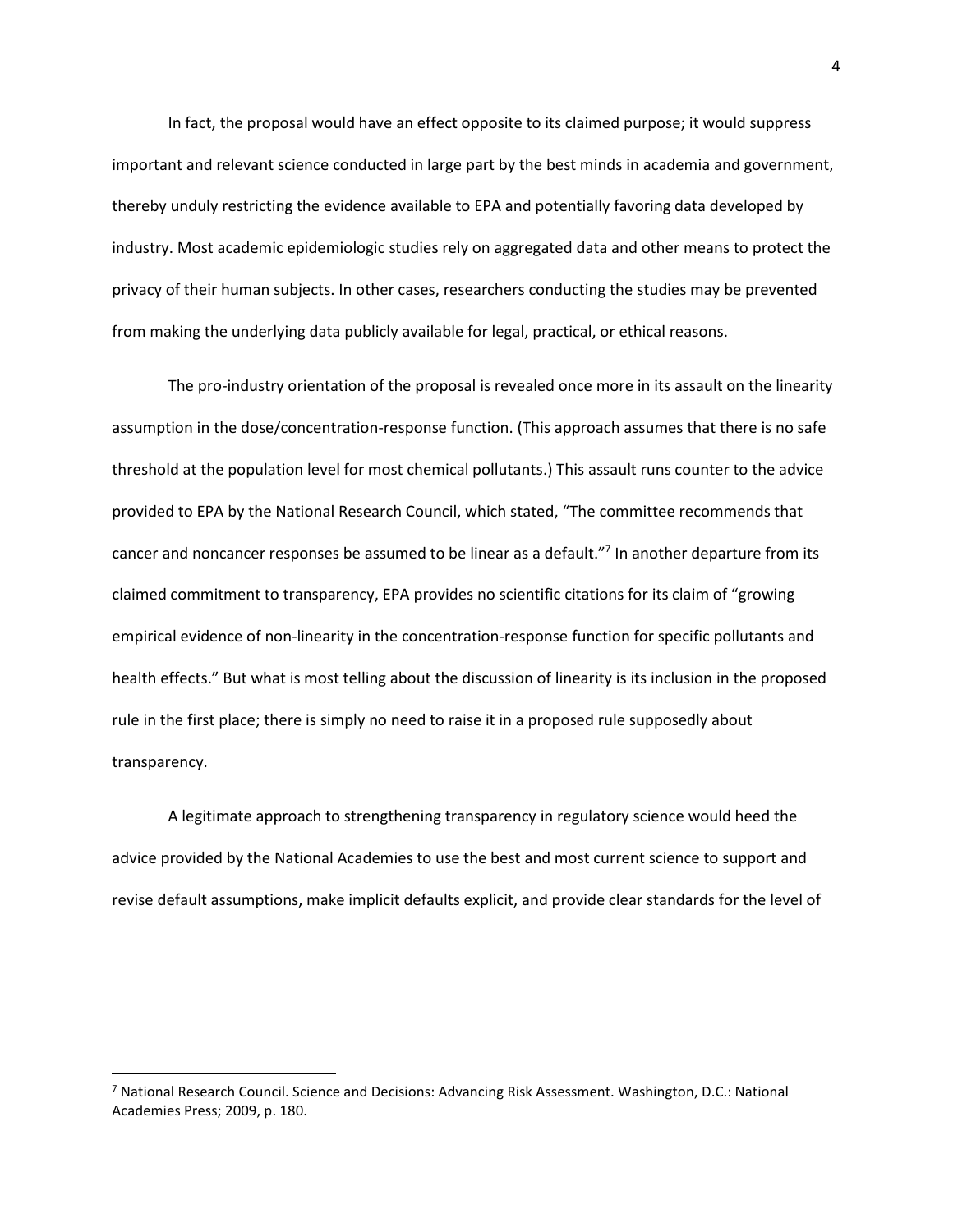In fact, the proposal would have an effect opposite to its claimed purpose; it would suppress important and relevant science conducted in large part by the best minds in academia and government, thereby unduly restricting the evidence available to EPA and potentially favoring data developed by industry. Most academic epidemiologic studies rely on aggregated data and other means to protect the privacy of their human subjects. In other cases, researchers conducting the studies may be prevented from making the underlying data publicly available for legal, practical, or ethical reasons.

The pro-industry orientation of the proposal is revealed once more in its assault on the linearity assumption in the dose/concentration-response function. (This approach assumes that there is no safe threshold at the population level for most chemical pollutants.) This assault runs counter to the advice provided to EPA by the National Research Council, which stated, "The committee recommends that cancer and noncancer responses be assumed to be linear as a default."[7] In another departure from its claimed commitment to transparency, EPA provides no scientific citations for its claim of "growing empirical evidence of non-linearity in the concentration-response function for specific pollutants and health effects." But what is most telling about the discussion of linearity is its inclusion in the proposed rule in the first place; there is simply no need to raise it in a proposed rule supposedly about transparency.

A legitimate approach to strengthening transparency in regulatory science would heed the advice provided by the National Academies to use the best and most current science to support and revise default assumptions, make implicit defaults explicit, and provide clear standards for the level of

---

[7] National Research Council. Science and Decisions: Advancing Risk Assessment. Washington, D.C.: National Academies Press; 2009, p. 180.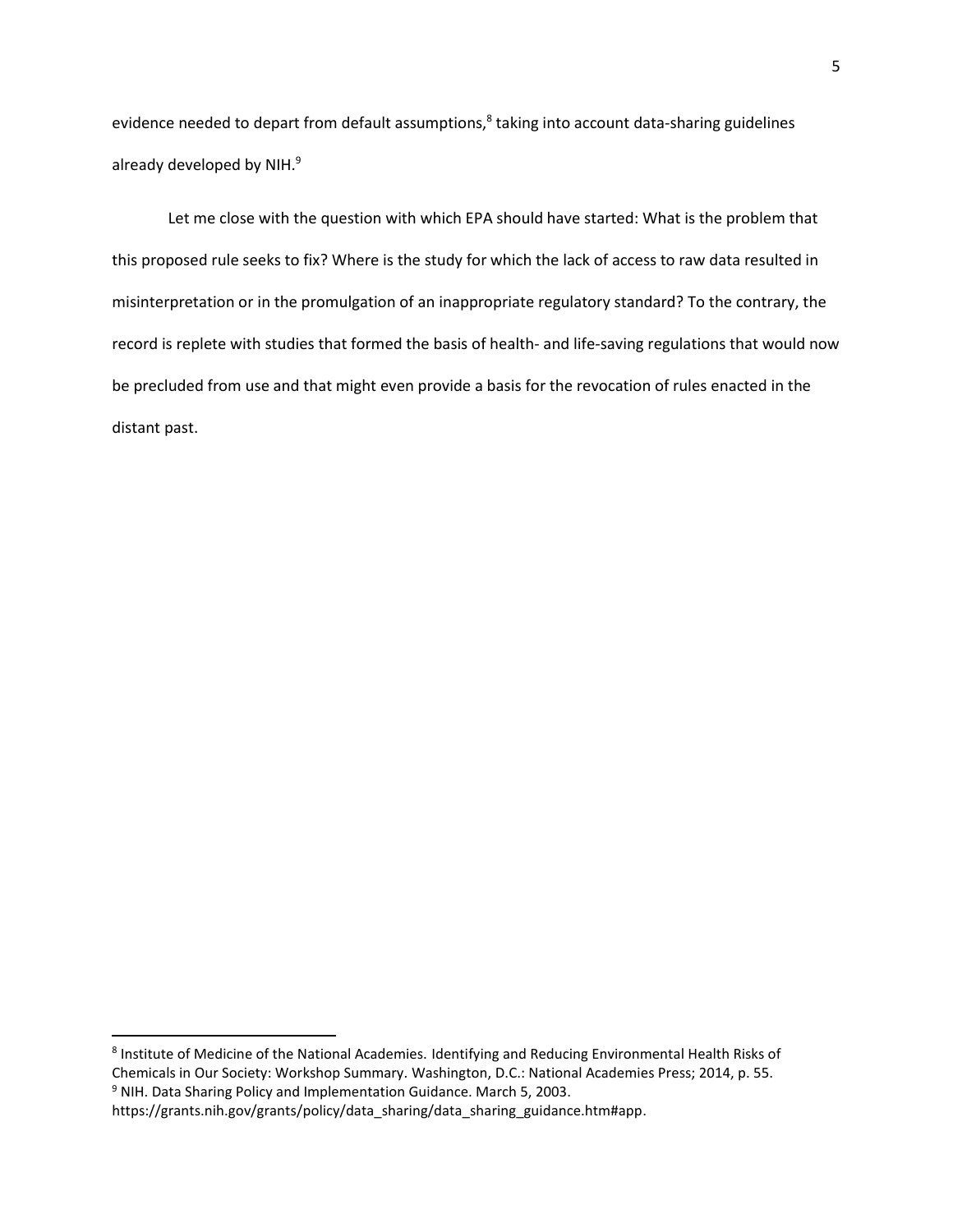evidence needed to depart from default assumptions,[8] taking into account data-sharing guidelines already developed by NIH.[9]

Let me close with the question with which EPA should have started: What is the problem that this proposed rule seeks to fix? Where is the study for which the lack of access to raw data resulted in misinterpretation or in the promulgation of an inappropriate regulatory standard? To the contrary, the record is replete with studies that formed the basis of health- and life-saving regulations that would now be precluded from use and that might even provide a basis for the revocation of rules enacted in the distant past.

---

[8] Institute of Medicine of the National Academies. Identifying and Reducing Environmental Health Risks of Chemicals in Our Society: Workshop Summary. Washington, D.C.: National Academies Press; 2014, p. 55.

[9] NIH. Data Sharing Policy and Implementation Guidance. March 5, 2003. https://grants.nih.gov/grants/policy/data_sharing/data_sharing_guidance.htm#app.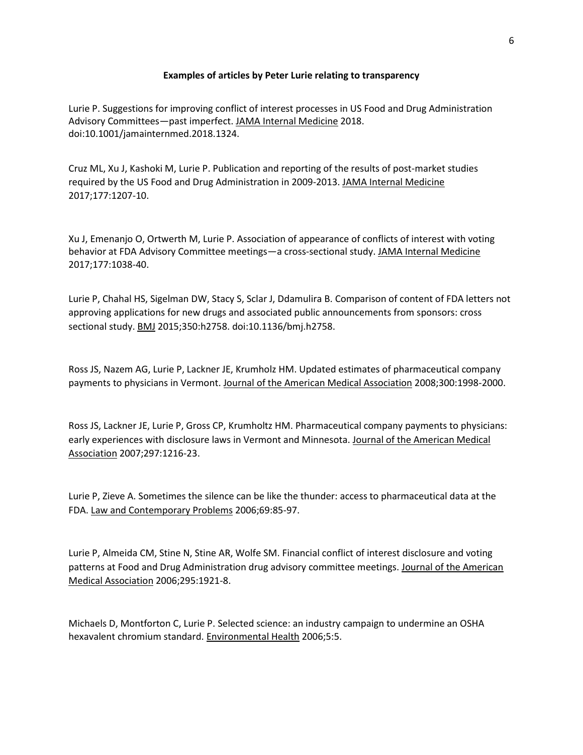**Examples of articles by Peter Lurie relating to transparency**

Lurie P. Suggestions for improving conflict of interest processes in US Food and Drug Administration Advisory Committees—past imperfect. JAMA Internal Medicine 2018. doi:10.1001/jamainternmed.2018.1324.

Cruz ML, Xu J, Kashoki M, Lurie P. Publication and reporting of the results of post-market studies required by the US Food and Drug Administration in 2009-2013. JAMA Internal Medicine 2017;177:1207-10.

Xu J, Emenanjo O, Ortwerth M, Lurie P. Association of appearance of conflicts of interest with voting behavior at FDA Advisory Committee meetings—a cross-sectional study. JAMA Internal Medicine 2017;177:1038-40.

Lurie P, Chahal HS, Sigelman DW, Stacy S, Sclar J, Ddamulira B. Comparison of content of FDA letters not approving applications for new drugs and associated public announcements from sponsors: cross sectional study. BMJ 2015;350:h2758. doi:10.1136/bmj.h2758.

Ross JS, Nazem AG, Lurie P, Lackner JE, Krumholz HM. Updated estimates of pharmaceutical company payments to physicians in Vermont. Journal of the American Medical Association 2008;300:1998-2000.

Ross JS, Lackner JE, Lurie P, Gross CP, Krumholtz HM. Pharmaceutical company payments to physicians: early experiences with disclosure laws in Vermont and Minnesota. Journal of the American Medical Association 2007;297:1216-23.

Lurie P, Zieve A. Sometimes the silence can be like the thunder: access to pharmaceutical data at the FDA. Law and Contemporary Problems 2006;69:85-97.

Lurie P, Almeida CM, Stine N, Stine AR, Wolfe SM. Financial conflict of interest disclosure and voting patterns at Food and Drug Administration drug advisory committee meetings. Journal of the American Medical Association 2006;295:1921-8.

Michaels D, Montforton C, Lurie P. Selected science: an industry campaign to undermine an OSHA hexavalent chromium standard. Environmental Health 2006;5:5.